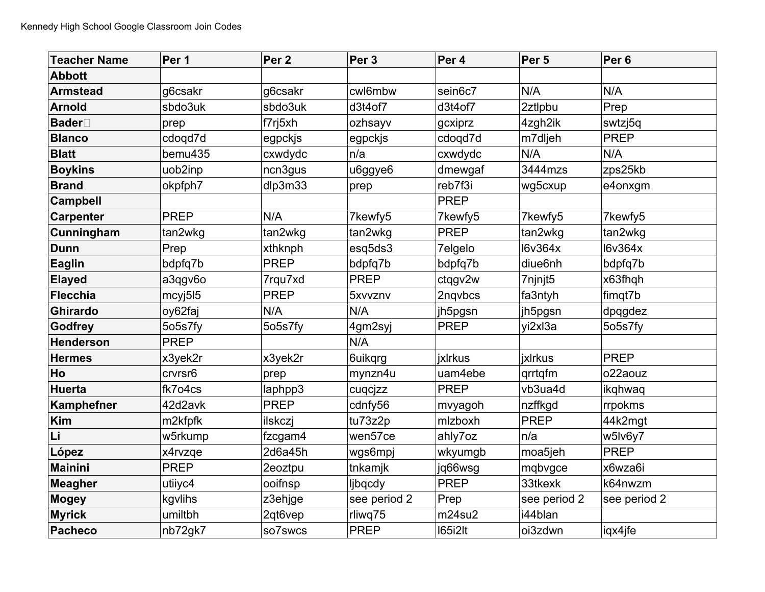Kennedy High School Google Classroom Join Codes

| Teacher Name | Per 1 | Per 2 | Per 3 | Per 4 | Per 5 | Per 6 |
|---|---|---|---|---|---|---|
| **Abbott** | | | | | | |
| **Armstead** | g6csakr | g6csakr | cwl6mbw | sein6c7 | N/A | N/A |
| **Arnold** | sbdo3uk | sbdo3uk | d3t4of7 | d3t4of7 | 2ztlpbu | Prep |
| **Bader** | prep | f7rj5xh | ozhsayv | gcxiprz | 4zgh2ik | swtzj5q |
| **Blanco** | cdoqd7d | egpckjs | egpckjs | cdoqd7d | m7dljeh | PREP |
| **Blatt** | bemu435 | cxwdydc | n/a | cxwdydc | N/A | N/A |
| **Boykins** | uob2inp | ncn3gus | u6ggye6 | dmewgaf | 3444mzs | zps25kb |
| **Brand** | okpfph7 | dlp3m33 | prep | reb7f3i | wg5cxup | e4onxgm |
| **Campbell** | | | | PREP | | |
| **Carpenter** | PREP | N/A | 7kewfy5 | 7kewfy5 | 7kewfy5 | 7kewfy5 |
| **Cunningham** | tan2wkg | tan2wkg | tan2wkg | PREP | tan2wkg | tan2wkg |
| **Dunn** | Prep | xthknph | esq5ds3 | 7elgelo | l6v364x | l6v364x |
| **Eaglin** | bdpfq7b | PREP | bdpfq7b | bdpfq7b | diue6nh | bdpfq7b |
| **Elayed** | a3qgv6o | 7rqu7xd | PREP | ctqgv2w | 7njnjt5 | x63fhqh |
| **Flecchia** | mcyj5l5 | PREP | 5xvvznv | 2nqvbcs | fa3ntyh | fimqt7b |
| **Ghirardo** | oy62faj | N/A | N/A | jh5pgsn | jh5pgsn | dpqgdez |
| **Godfrey** | 5o5s7fy | 5o5s7fy | 4gm2syj | PREP | yi2xl3a | 5o5s7fy |
| **Henderson** | PREP | | N/A | | | |
| **Hermes** | x3yek2r | x3yek2r | 6uikqrg | jxlrkus | jxlrkus | PREP |
| **Ho** | crvrsr6 | prep | mynzn4u | uam4ebe | qrrtqfm | o22aouz |
| **Huerta** | fk7o4cs | laphpp3 | cuqcjzz | PREP | vb3ua4d | ikqhwaq |
| **Kamphefner** | 42d2avk | PREP | cdnfy56 | mvyagoh | nzffkgd | rrpokms |
| **Kim** | m2kfpfk | ilskczj | tu73z2p | mlzboxh | PREP | 44k2mgt |
| **Li** | w5rkump | fzcgam4 | wen57ce | ahly7oz | n/a | w5lv6y7 |
| **López** | x4rvzqe | 2d6a45h | wgs6mpj | wkyumgb | moa5jeh | PREP |
| **Mainini** | PREP | 2eoztpu | tnkamjk | jq66wsg | mqbvgce | x6wza6i |
| **Meagher** | utiiyc4 | ooifnsp | ljbqcdy | PREP | 33tkexk | k64nwzm |
| **Mogey** | kgvlihs | z3ehjge | see period 2 | Prep | see period 2 | see period 2 |
| **Myrick** | umiltbh | 2qt6vep | rliwq75 | m24su2 | i44blan | |
| **Pacheco** | nb72gk7 | so7swcs | PREP | l65i2lt | oi3zdwn | iqx4jfe |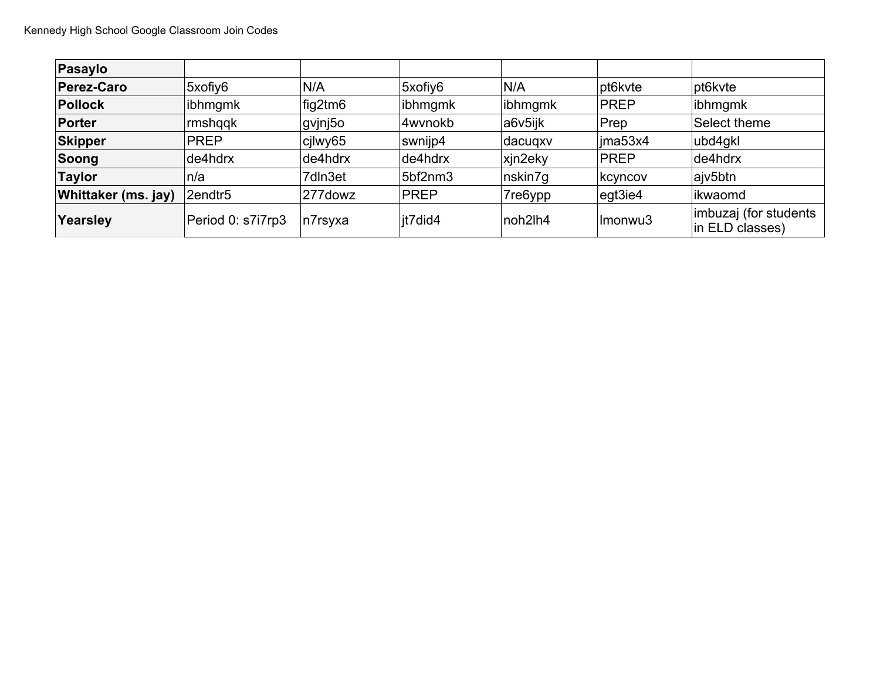| | | | | | | |
|---|---|---|---|---|---|---|
| **Pasaylo** | | | | | | |
| **Perez-Caro** | 5xofiy6 | N/A | 5xofiy6 | N/A | pt6kvte | pt6kvte |
| **Pollock** | ibhmgmk | fig2tm6 | ibhmgmk | ibhmgmk | PREP | ibhmgmk |
| **Porter** | rmshqqk | gvjnj5o | 4wvnokb | a6v5ijk | Prep | Select theme |
| **Skipper** | PREP | cjlwy65 | swnijp4 | dacuqxv | jma53x4 | ubd4gkl |
| **Soong** | de4hdrx | de4hdrx | de4hdrx | xjn2eky | PREP | de4hdrx |
| **Taylor** | n/a | 7dln3et | 5bf2nm3 | nskin7g | kcyncov | ajv5btn |
| **Whittaker (ms. jay)** | 2endtr5 | 277dowz | PREP | 7re6ypp | egt3ie4 | ikwaomd |
| **Yearsley** | Period 0: s7i7rp3 | n7rsyxa | jt7did4 | noh2lh4 | lmonwu3 | imbuzaj (for students in ELD classes) |